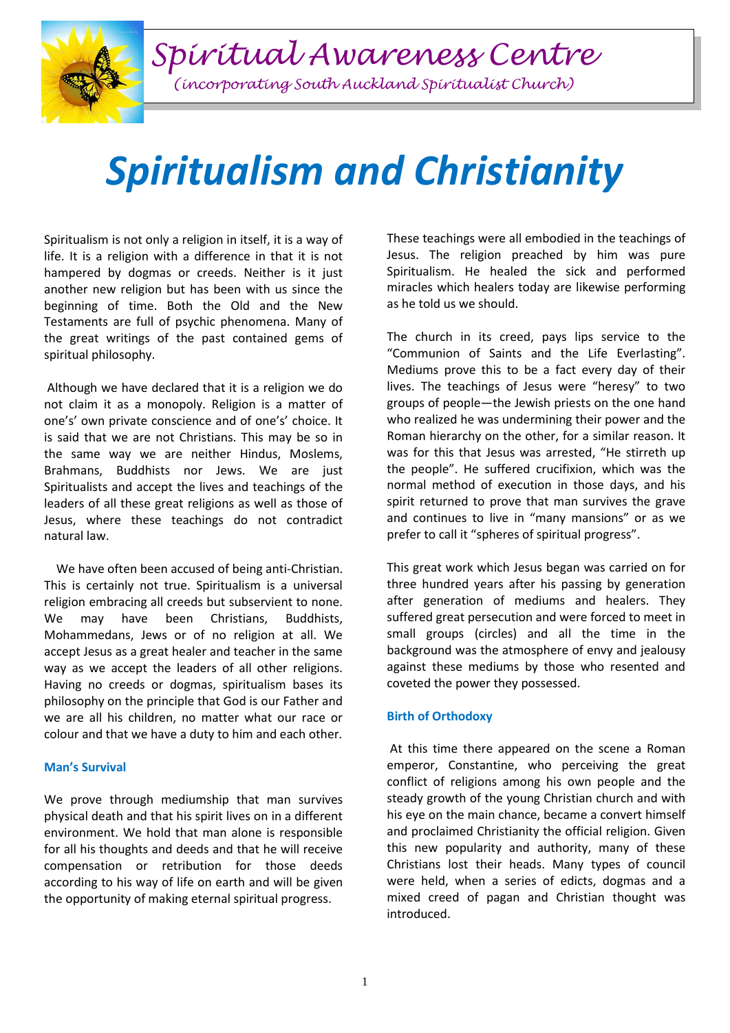# Spiritual Awareness Centre

*(incorporating South Auckland Spiritualist Church)*

# *Spiritualism and Christianity*

Spiritualism is not only a religion in itself, it is a way of life. It is a religion with a difference in that it is not hampered by dogmas or creeds. Neither is it just another new religion but has been with us since the beginning of time. Both the Old and the New Testaments are full of psychic phenomena. Many of the great writings of the past contained gems of spiritual philosophy.

Although we have declared that it is a religion we do not claim it as a monopoly. Religion is a matter of one's' own private conscience and of one's' choice. It is said that we are not Christians. This may be so in the same way we are neither Hindus, Moslems, Brahmans, Buddhists nor Jews. We are just Spiritualists and accept the lives and teachings of the leaders of all these great religions as well as those of Jesus, where these teachings do not contradict natural law.

We have often been accused of being anti-Christian. This is certainly not true. Spiritualism is a universal religion embracing all creeds but subservient to none. We may have been Christians, Buddhists, Mohammedans, Jews or of no religion at all. We accept Jesus as a great healer and teacher in the same way as we accept the leaders of all other religions. Having no creeds or dogmas, spiritualism bases its philosophy on the principle that God is our Father and we are all his children, no matter what our race or colour and that we have a duty to him and each other.

### Man's Survival

We prove through mediumship that man survives physical death and that his spirit lives on in a different environment. We hold that man alone is responsible for all his thoughts and deeds and that he will receive compensation or retribution for those deeds according to his way of life on earth and will be given the opportunity of making eternal spiritual progress.

These teachings were all embodied in the teachings of Jesus. The religion preached by him was pure Spiritualism. He healed the sick and performed miracles which healers today are likewise performing as he told us we should.

The church in its creed, pays lips service to the "Communion of Saints and the Life Everlasting". Mediums prove this to be a fact every day of their lives. The teachings of Jesus were "heresy" to two groups of people—the Jewish priests on the one hand who realized he was undermining their power and the Roman hierarchy on the other, for a similar reason. It was for this that Jesus was arrested, "He stirreth up the people". He suffered crucifixion, which was the normal method of execution in those days, and his spirit returned to prove that man survives the grave and continues to live in "many mansions" or as we prefer to call it "spheres of spiritual progress".

This great work which Jesus began was carried on for three hundred years after his passing by generation after generation of mediums and healers. They suffered great persecution and were forced to meet in small groups (circles) and all the time in the background was the atmosphere of envy and jealousy against these mediums by those who resented and coveted the power they possessed.

### Birth of Orthodoxy

At this time there appeared on the scene a Roman emperor, Constantine, who perceiving the great conflict of religions among his own people and the steady growth of the young Christian church and with his eye on the main chance, became a convert himself and proclaimed Christianity the official religion. Given this new popularity and authority, many of these Christians lost their heads. Many types of council were held, when a series of edicts, dogmas and a mixed creed of pagan and Christian thought was introduced.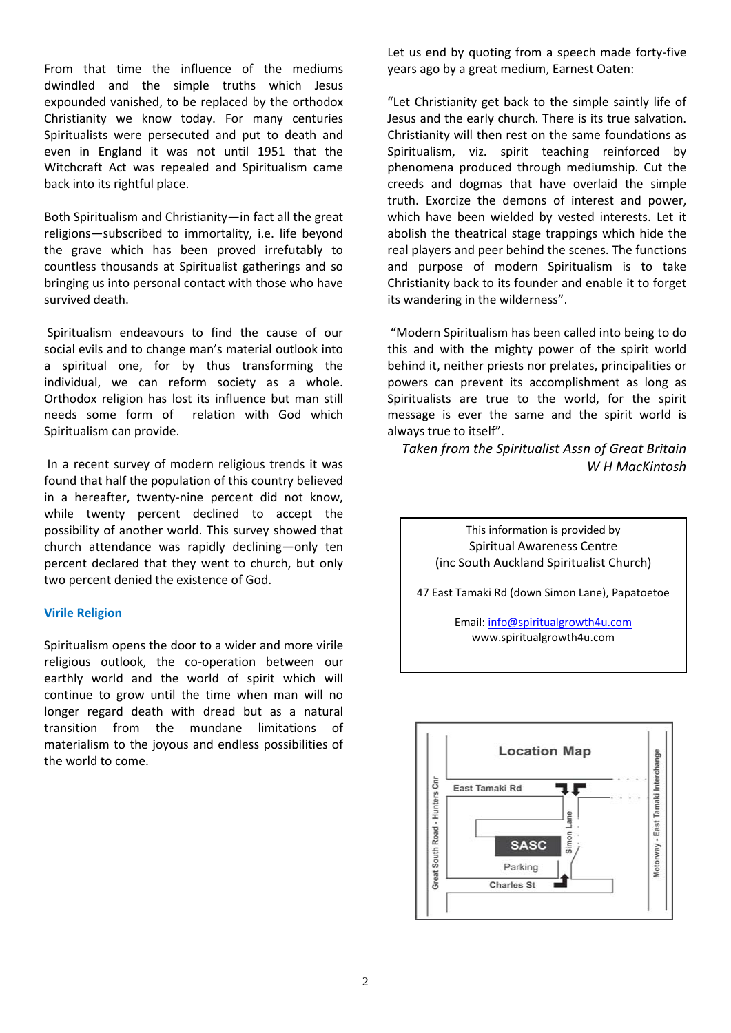From that time the influence of the mediums dwindled and the simple truths which Jesus expounded vanished, to be replaced by the orthodox Christianity we know today. For many centuries Spiritualists were persecuted and put to death and even in England it was not until 1951 that the Witchcraft Act was repealed and Spiritualism came back into its rightful place.

Both Spiritualism and Christianity—in fact all the great religions—subscribed to immortality, i.e. life beyond the grave which has been proved irrefutably to countless thousands at Spiritualist gatherings and so bringing us into personal contact with those who have survived death.

Spiritualism endeavours to find the cause of our social evils and to change man's material outlook into a spiritual one, for by thus transforming the individual, we can reform society as a whole. Orthodox religion has lost its influence but man still needs some form of relation with God which Spiritualism can provide.

In a recent survey of modern religious trends it was found that half the population of this country believed in a hereafter, twenty-nine percent did not know, while twenty percent declined to accept the possibility of another world. This survey showed that church attendance was rapidly declining—only ten percent declared that they went to church, but only two percent denied the existence of God.

### Virile Religion

Spiritualism opens the door to a wider and more virile religious outlook, the co-operation between our earthly world and the world of spirit which will continue to grow until the time when man will no longer regard death with dread but as a natural transition from the mundane limitations of materialism to the joyous and endless possibilities of the world to come.

Let us end by quoting from a speech made forty-five years ago by a great medium, Earnest Oaten:

"Let Christianity get back to the simple saintly life of Jesus and the early church. There is its true salvation. Christianity will then rest on the same foundations as Spiritualism, viz. spirit teaching reinforced by phenomena produced through mediumship. Cut the creeds and dogmas that have overlaid the simple truth. Exorcize the demons of interest and power, which have been wielded by vested interests. Let it abolish the theatrical stage trappings which hide the real players and peer behind the scenes. The functions and purpose of modern Spiritualism is to take Christianity back to its founder and enable it to forget its wandering in the wilderness".

"Modern Spiritualism has been called into being to do this and with the mighty power of the spirit world behind it, neither priests nor prelates, principalities or powers can prevent its accomplishment as long as Spiritualists are true to the world, for the spirit message is ever the same and the spirit world is always true to itself".

*Taken from the Spiritualist Assn of Great Britain*
*W H MacKintosh*

This information is provided by
Spiritual Awareness Centre
(inc South Auckland Spiritualist Church)

47 East Tamaki Rd (down Simon Lane), Papatoetoe

Email: info@spiritualgrowth4u.com
www.spiritualgrowth4u.com

Location Map
East Tamaki Rd
Simon Lane
SASC
Parking
Charles St
Great South Road - Hunters Cnr
Motorway - East Tamaki Interchange